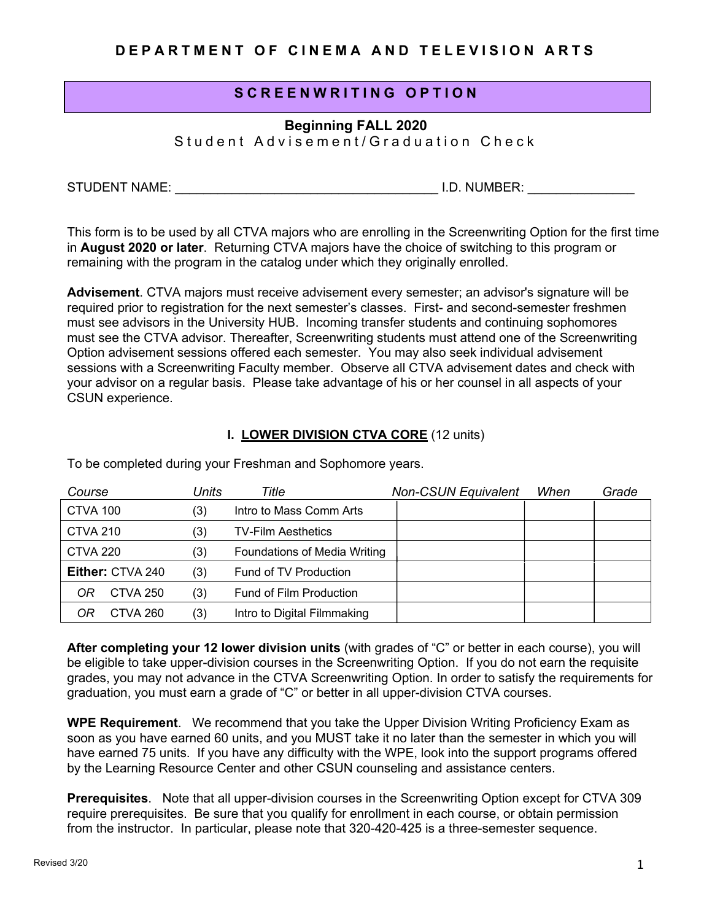# DEPARTMENT OF CINEMA AND TELEVISION ARTS

## SCREENWRITING OPTION

**Beginning FALL 2020**
Student Advisement/Graduation Check

STUDENT NAME: ____________________________________ I.D. NUMBER: _______________

This form is to be used by all CTVA majors who are enrolling in the Screenwriting Option for the first time in **August 2020 or later**. Returning CTVA majors have the choice of switching to this program or remaining with the program in the catalog under which they originally enrolled.

**Advisement**. CTVA majors must receive advisement every semester; an advisor's signature will be required prior to registration for the next semester's classes. First- and second-semester freshmen must see advisors in the University HUB. Incoming transfer students and continuing sophomores must see the CTVA advisor. Thereafter, Screenwriting students must attend one of the Screenwriting Option advisement sessions offered each semester. You may also seek individual advisement sessions with a Screenwriting Faculty member. Observe all CTVA advisement dates and check with your advisor on a regular basis. Please take advantage of his or her counsel in all aspects of your CSUN experience.

### I. LOWER DIVISION CTVA CORE (12 units)

To be completed during your Freshman and Sophomore years.

| *Course* | *Units* | *Title* | *Non-CSUN Equivalent* | *When* | *Grade* |
|---|---|---|---|---|---|
| CTVA 100 | (3) | Intro to Mass Comm Arts | | | |
| CTVA 210 | (3) | TV-Film Aesthetics | | | |
| CTVA 220 | (3) | Foundations of Media Writing | | | |
| **Either:** CTVA 240 | (3) | Fund of TV Production | | | |
| *OR* CTVA 250 | (3) | Fund of Film Production | | | |
| *OR* CTVA 260 | (3) | Intro to Digital Filmmaking | | | |

**After completing your 12 lower division units** (with grades of "C" or better in each course), you will be eligible to take upper-division courses in the Screenwriting Option. If you do not earn the requisite grades, you may not advance in the CTVA Screenwriting Option. In order to satisfy the requirements for graduation, you must earn a grade of "C" or better in all upper-division CTVA courses.

**WPE Requirement**. We recommend that you take the Upper Division Writing Proficiency Exam as soon as you have earned 60 units, and you MUST take it no later than the semester in which you will have earned 75 units. If you have any difficulty with the WPE, look into the support programs offered by the Learning Resource Center and other CSUN counseling and assistance centers.

**Prerequisites**. Note that all upper-division courses in the Screenwriting Option except for CTVA 309 require prerequisites. Be sure that you qualify for enrollment in each course, or obtain permission from the instructor. In particular, please note that 320-420-425 is a three-semester sequence.

Revised 3/20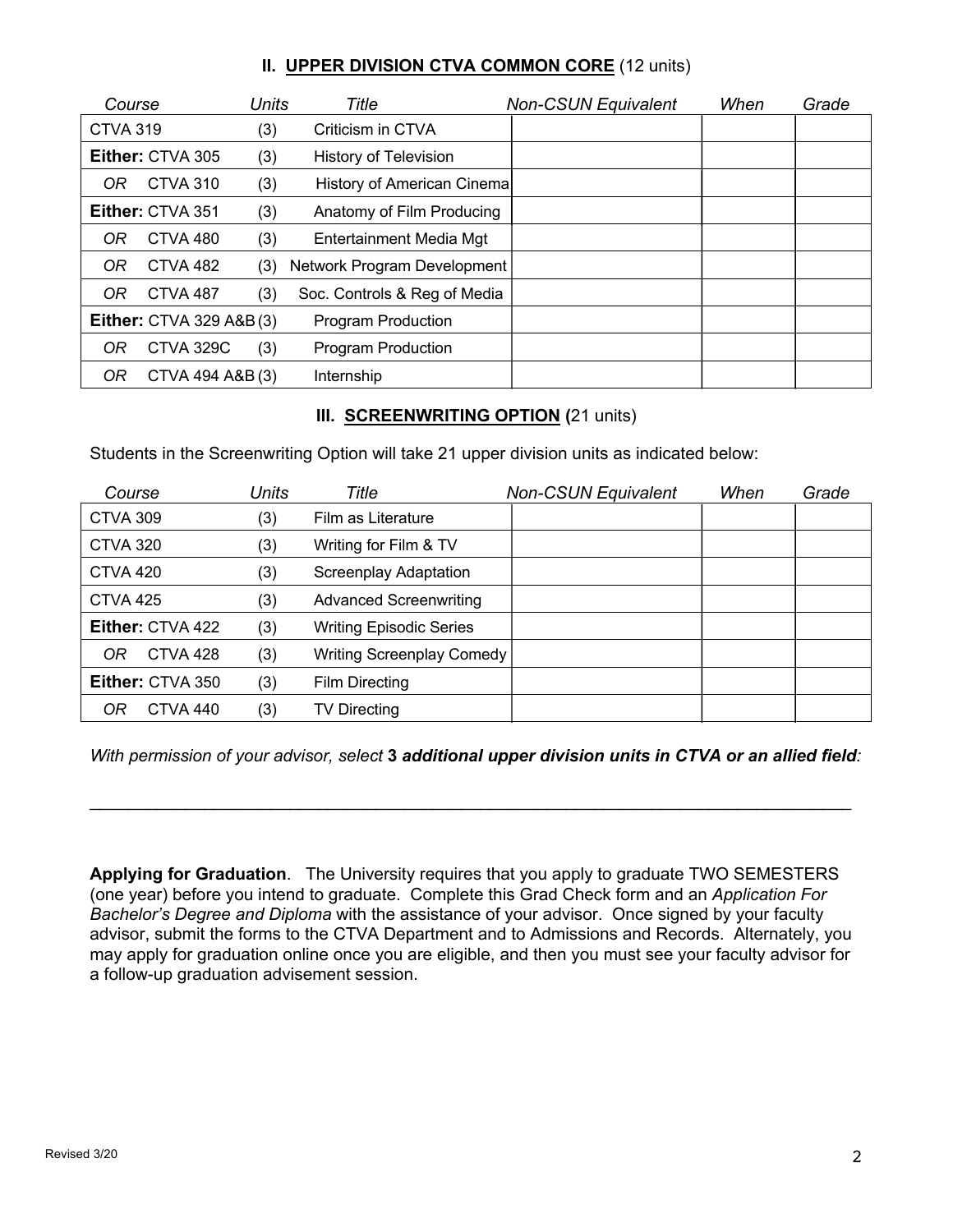## II. UPPER DIVISION CTVA COMMON CORE (12 units)

| Course | Units | Title | Non-CSUN Equivalent | When | Grade |
|---|---|---|---|---|---|
| CTVA 319 | (3) | Criticism in CTVA | | | |
| **Either:** CTVA 305 | (3) | History of Television | | | |
| *OR* CTVA 310 | (3) | History of American Cinema | | | |
| **Either:** CTVA 351 | (3) | Anatomy of Film Producing | | | |
| *OR* CTVA 480 | (3) | Entertainment Media Mgt | | | |
| *OR* CTVA 482 | (3) | Network Program Development | | | |
| *OR* CTVA 487 | (3) | Soc. Controls & Reg of Media | | | |
| **Either:** CTVA 329 A&B | (3) | Program Production | | | |
| *OR* CTVA 329C | (3) | Program Production | | | |
| *OR* CTVA 494 A&B | (3) | Internship | | | |

## III. SCREENWRITING OPTION (21 units)

Students in the Screenwriting Option will take 21 upper division units as indicated below:

| Course | Units | Title | Non-CSUN Equivalent | When | Grade |
|---|---|---|---|---|---|
| CTVA 309 | (3) | Film as Literature | | | |
| CTVA 320 | (3) | Writing for Film & TV | | | |
| CTVA 420 | (3) | Screenplay Adaptation | | | |
| CTVA 425 | (3) | Advanced Screenwriting | | | |
| **Either:** CTVA 422 | (3) | Writing Episodic Series | | | |
| *OR* CTVA 428 | (3) | Writing Screenplay Comedy | | | |
| **Either:** CTVA 350 | (3) | Film Directing | | | |
| *OR* CTVA 440 | (3) | TV Directing | | | |

*With permission of your advisor, select* **3** ***additional upper division units in CTVA or an allied field:***

______________________________________________________________________________

**Applying for Graduation**. The University requires that you apply to graduate TWO SEMESTERS (one year) before you intend to graduate. Complete this Grad Check form and an *Application For Bachelor's Degree and Diploma* with the assistance of your advisor. Once signed by your faculty advisor, submit the forms to the CTVA Department and to Admissions and Records. Alternately, you may apply for graduation online once you are eligible, and then you must see your faculty advisor for a follow-up graduation advisement session.

Revised 3/20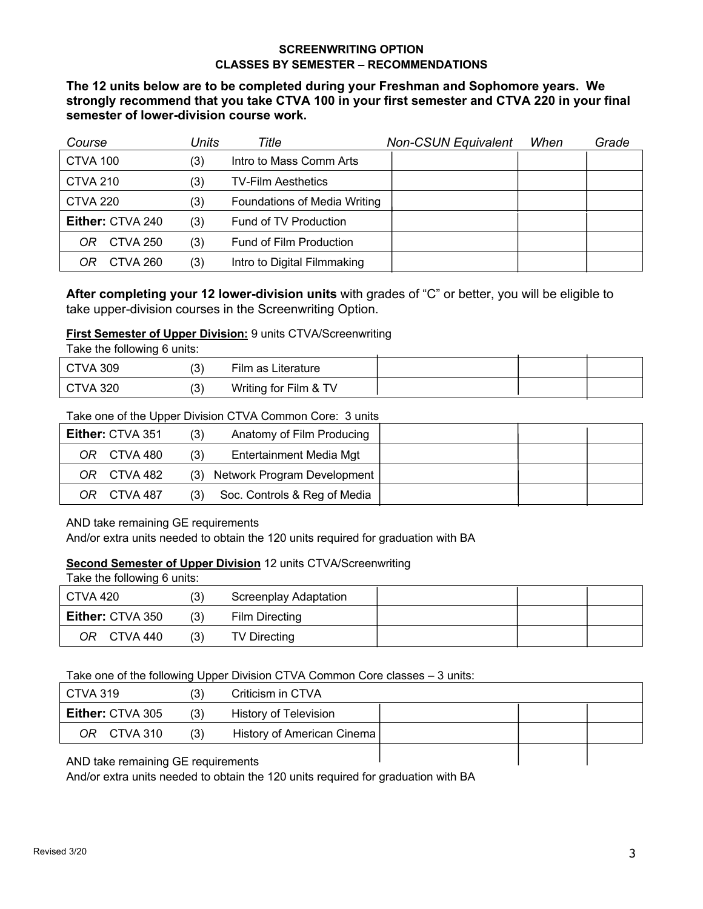## SCREENWRITING OPTION
## CLASSES BY SEMESTER – RECOMMENDATIONS

**The 12 units below are to be completed during your Freshman and Sophomore years. We strongly recommend that you take CTVA 100 in your first semester and CTVA 220 in your final semester of lower-division course work.**

| *Course* | *Units* | *Title* | *Non-CSUN Equivalent* | *When* | *Grade* |
|---|---|---|---|---|---|
| CTVA 100 | (3) | Intro to Mass Comm Arts | | | |
| CTVA 210 | (3) | TV-Film Aesthetics | | | |
| CTVA 220 | (3) | Foundations of Media Writing | | | |
| **Either:** CTVA 240 | (3) | Fund of TV Production | | | |
| *OR* CTVA 250 | (3) | Fund of Film Production | | | |
| *OR* CTVA 260 | (3) | Intro to Digital Filmmaking | | | |

**After completing your 12 lower-division units** with grades of "C" or better, you will be eligible to take upper-division courses in the Screenwriting Option.

**First Semester of Upper Division:** 9 units CTVA/Screenwriting

Take the following 6 units:

| Course | Units | Title | Non-CSUN Equivalent | When | Grade |
|---|---|---|---|---|---|
| CTVA 309 | (3) | Film as Literature | | | |
| CTVA 320 | (3) | Writing for Film & TV | | | |

Take one of the Upper Division CTVA Common Core: 3 units

| Course | Units | Title | Non-CSUN Equivalent | When | Grade |
|---|---|---|---|---|---|
| **Either:** CTVA 351 | (3) | Anatomy of Film Producing | | | |
| *OR* CTVA 480 | (3) | Entertainment Media Mgt | | | |
| *OR* CTVA 482 | (3) | Network Program Development | | | |
| *OR* CTVA 487 | (3) | Soc. Controls & Reg of Media | | | |

AND take remaining GE requirements
And/or extra units needed to obtain the 120 units required for graduation with BA

**Second Semester of Upper Division** 12 units CTVA/Screenwriting

Take the following 6 units:

| Course | Units | Title | Non-CSUN Equivalent | When | Grade |
|---|---|---|---|---|---|
| CTVA 420 | (3) | Screenplay Adaptation | | | |
| **Either:** CTVA 350 | (3) | Film Directing | | | |
| *OR* CTVA 440 | (3) | TV Directing | | | |

Take one of the following Upper Division CTVA Common Core classes – 3 units:

| Course | Units | Title | Non-CSUN Equivalent | When | Grade |
|---|---|---|---|---|---|
| CTVA 319 | (3) | Criticism in CTVA | | | |
| **Either:** CTVA 305 | (3) | History of Television | | | |
| *OR* CTVA 310 | (3) | History of American Cinema | | | |

AND take remaining GE requirements
And/or extra units needed to obtain the 120 units required for graduation with BA

Revised 3/20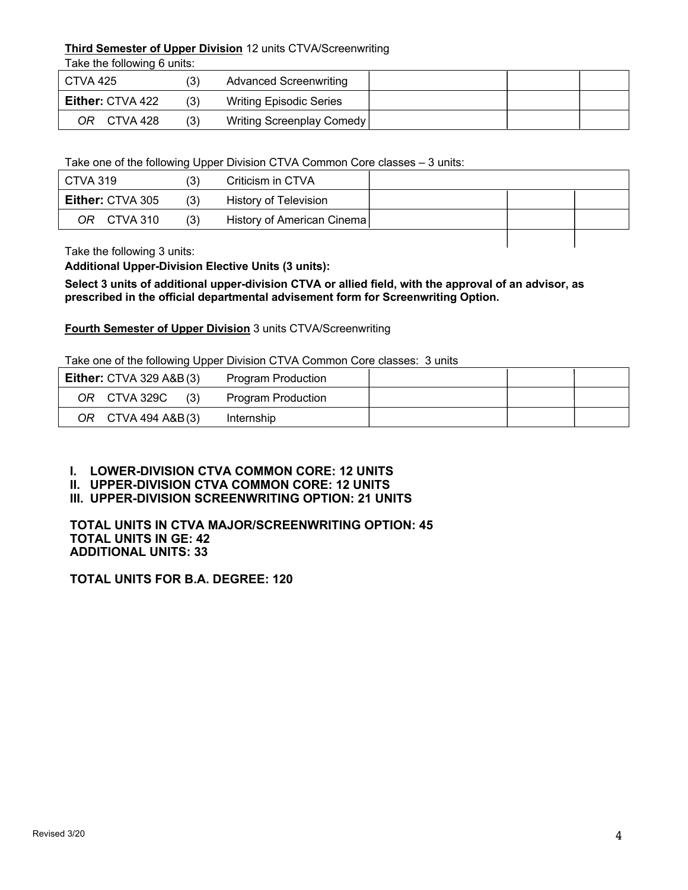**Third Semester of Upper Division** 12 units CTVA/Screenwriting

Take the following 6 units:

| | | | | | |
|---|---|---|---|---|---|
| CTVA 425 | (3) | Advanced Screenwriting | | | |
| **Either:** CTVA 422 | (3) | Writing Episodic Series | | | |
| *OR* CTVA 428 | (3) | Writing Screenplay Comedy | | | |

Take one of the following Upper Division CTVA Common Core classes – 3 units:

| | | | | | |
|---|---|---|---|---|---|
| CTVA 319 | (3) | Criticism in CTVA | | | |
| **Either:** CTVA 305 | (3) | History of Television | | | |
| *OR* CTVA 310 | (3) | History of American Cinema | | | |

Take the following 3 units:

**Additional Upper-Division Elective Units (3 units):**

**Select 3 units of additional upper-division CTVA or allied field, with the approval of an advisor, as prescribed in the official departmental advisement form for Screenwriting Option.**

**Fourth Semester of Upper Division** 3 units CTVA/Screenwriting

Take one of the following Upper Division CTVA Common Core classes: 3 units

| | | | | | |
|---|---|---|---|---|---|
| **Either:** CTVA 329 A&B | (3) | Program Production | | | |
| *OR* CTVA 329C | (3) | Program Production | | | |
| *OR* CTVA 494 A&B | (3) | Internship | | | |

**I. LOWER-DIVISION CTVA COMMON CORE: 12 UNITS**
**II. UPPER-DIVISION CTVA COMMON CORE: 12 UNITS**
**III. UPPER-DIVISION SCREENWRITING OPTION: 21 UNITS**

**TOTAL UNITS IN CTVA MAJOR/SCREENWRITING OPTION: 45**
**TOTAL UNITS IN GE: 42**
**ADDITIONAL UNITS: 33**

**TOTAL UNITS FOR B.A. DEGREE: 120**

Revised 3/20